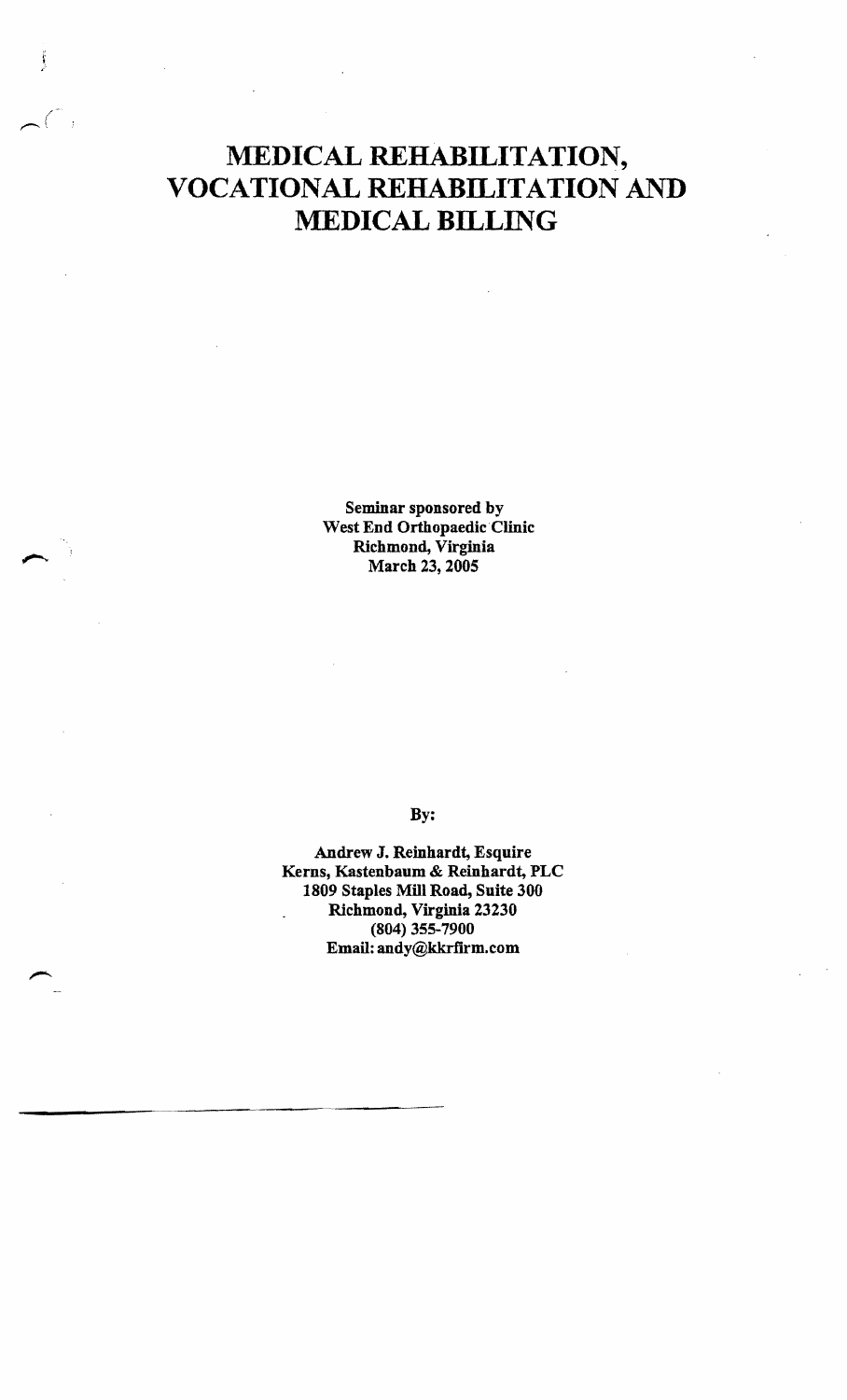# MEDICAL REHABILITATION, VOCATIONAL REHABILITATION AND MEDICAL BILLING

**Seminar sponsored by**
**West End Orthopaedic Clinic**
**Richmond, Virginia**
**March 23, 2005**

**By:**

**Andrew J. Reinhardt, Esquire**
**Kerns, Kastenbaum & Reinhardt, PLC**
**1809 Staples Mill Road, Suite 300**
**Richmond, Virginia 23230**
**(804) 355-7900**
**Email: andy@kkrfirm.com**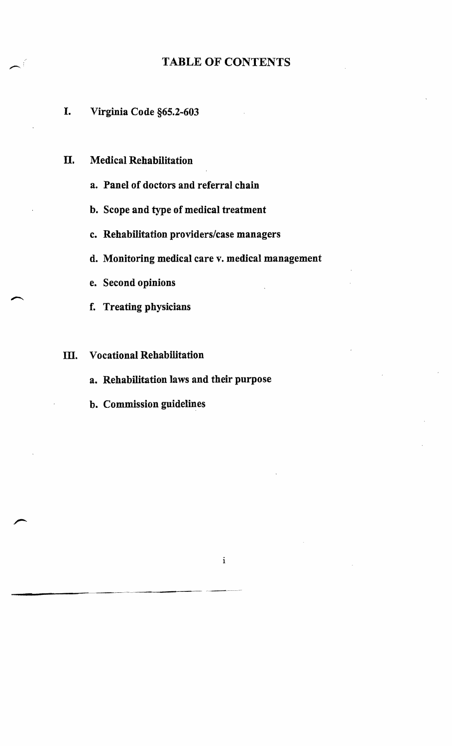# TABLE OF CONTENTS

**I. Virginia Code §65.2-603**

**II. Medical Rehabilitation**

- **a. Panel of doctors and referral chain**
- **b. Scope and type of medical treatment**
- **c. Rehabilitation providers/case managers**
- **d. Monitoring medical care v. medical management**
- **e. Second opinions**
- **f. Treating physicians**

**III. Vocational Rehabilitation**

- **a. Rehabilitation laws and their purpose**
- **b. Commission guidelines**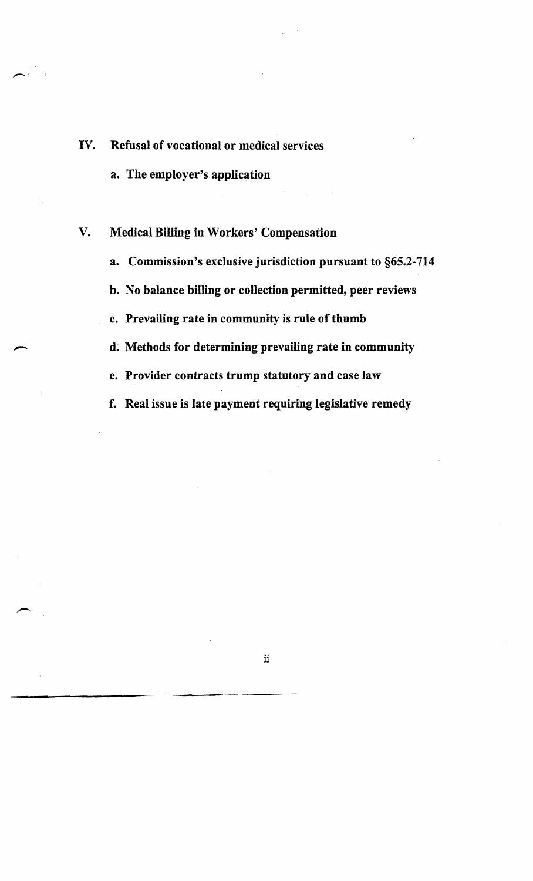**IV. Refusal of vocational or medical services**

- **a. The employer's application**

**V. Medical Billing in Workers' Compensation**

- **a. Commission's exclusive jurisdiction pursuant to §65.2-714**
- **b. No balance billing or collection permitted, peer reviews**
- **c. Prevailing rate in community is rule of thumb**
- **d. Methods for determining prevailing rate in community**
- **e. Provider contracts trump statutory and case law**
- **f. Real issue is late payment requiring legislative remedy**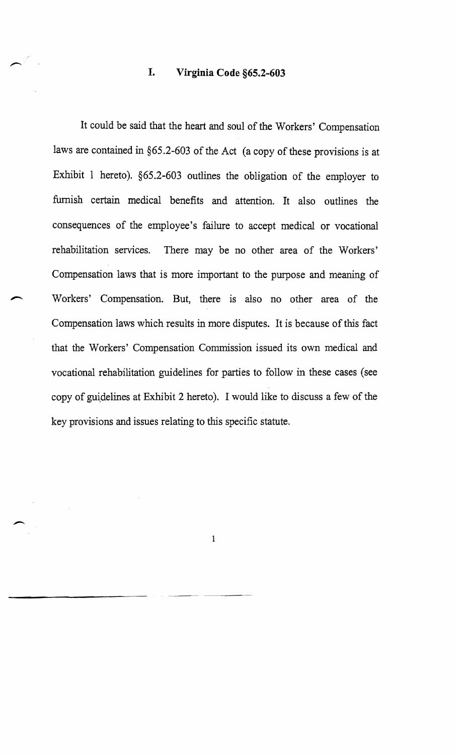# I. Virginia Code §65.2-603

It could be said that the heart and soul of the Workers' Compensation laws are contained in §65.2-603 of the Act (a copy of these provisions is at Exhibit 1 hereto). §65.2-603 outlines the obligation of the employer to furnish certain medical benefits and attention. It also outlines the consequences of the employee's failure to accept medical or vocational rehabilitation services. There may be no other area of the Workers' Compensation laws that is more important to the purpose and meaning of Workers' Compensation. But, there is also no other area of the Compensation laws which results in more disputes. It is because of this fact that the Workers' Compensation Commission issued its own medical and vocational rehabilitation guidelines for parties to follow in these cases (see copy of guidelines at Exhibit 2 hereto). I would like to discuss a few of the key provisions and issues relating to this specific statute.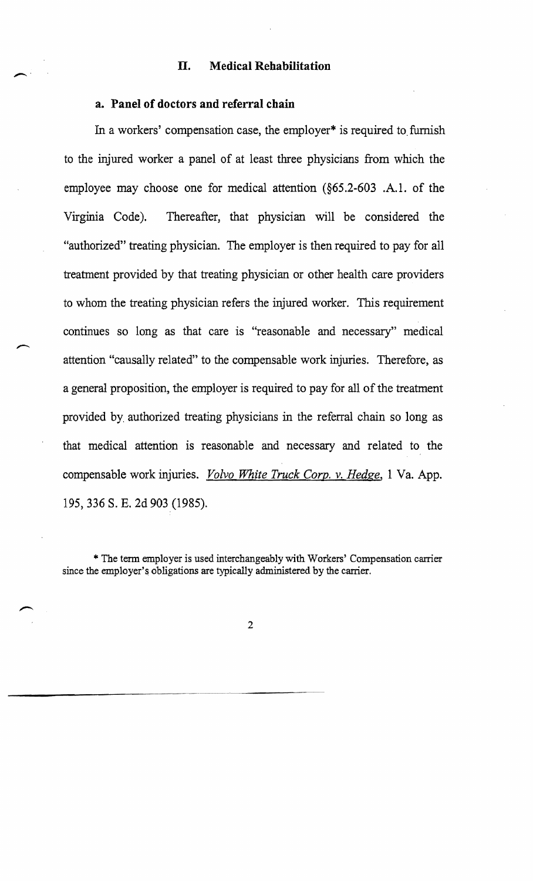## II. Medical Rehabilitation

### a. Panel of doctors and referral chain

In a workers' compensation case, the employer* is required to furnish to the injured worker a panel of at least three physicians from which the employee may choose one for medical attention (§65.2-603 .A.1. of the Virginia Code). Thereafter, that physician will be considered the "authorized" treating physician. The employer is then required to pay for all treatment provided by that treating physician or other health care providers to whom the treating physician refers the injured worker. This requirement continues so long as that care is "reasonable and necessary" medical attention "causally related" to the compensable work injuries. Therefore, as a general proposition, the employer is required to pay for all of the treatment provided by authorized treating physicians in the referral chain so long as that medical attention is reasonable and necessary and related to the compensable work injuries. *Volvo White Truck Corp. v. Hedge*, 1 Va. App. 195, 336 S. E. 2d 903 (1985).

\* The term employer is used interchangeably with Workers' Compensation carrier since the employer's obligations are typically administered by the carrier.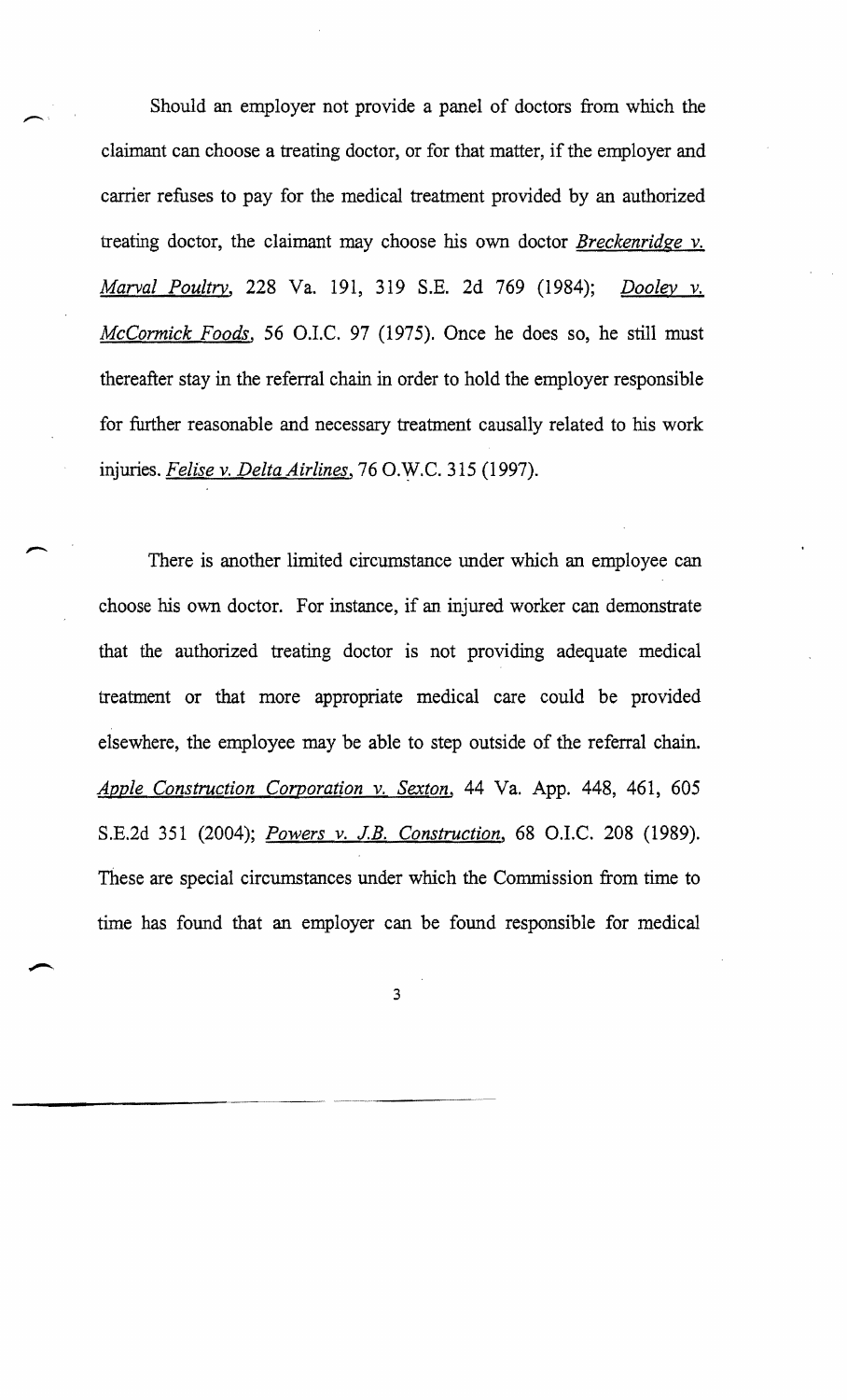Should an employer not provide a panel of doctors from which the claimant can choose a treating doctor, or for that matter, if the employer and carrier refuses to pay for the medical treatment provided by an authorized treating doctor, the claimant may choose his own doctor *Breckenridge v. Marval Poultry*, 228 Va. 191, 319 S.E. 2d 769 (1984); *Dooley v. McCormick Foods*, 56 O.I.C. 97 (1975). Once he does so, he still must thereafter stay in the referral chain in order to hold the employer responsible for further reasonable and necessary treatment causally related to his work injuries. *Felise v. Delta Airlines*, 76 O.W.C. 315 (1997).

There is another limited circumstance under which an employee can choose his own doctor. For instance, if an injured worker can demonstrate that the authorized treating doctor is not providing adequate medical treatment or that more appropriate medical care could be provided elsewhere, the employee may be able to step outside of the referral chain. *Apple Construction Corporation v. Sexton*, 44 Va. App. 448, 461, 605 S.E.2d 351 (2004); *Powers v. J.B. Construction*, 68 O.I.C. 208 (1989). These are special circumstances under which the Commission from time to time has found that an employer can be found responsible for medical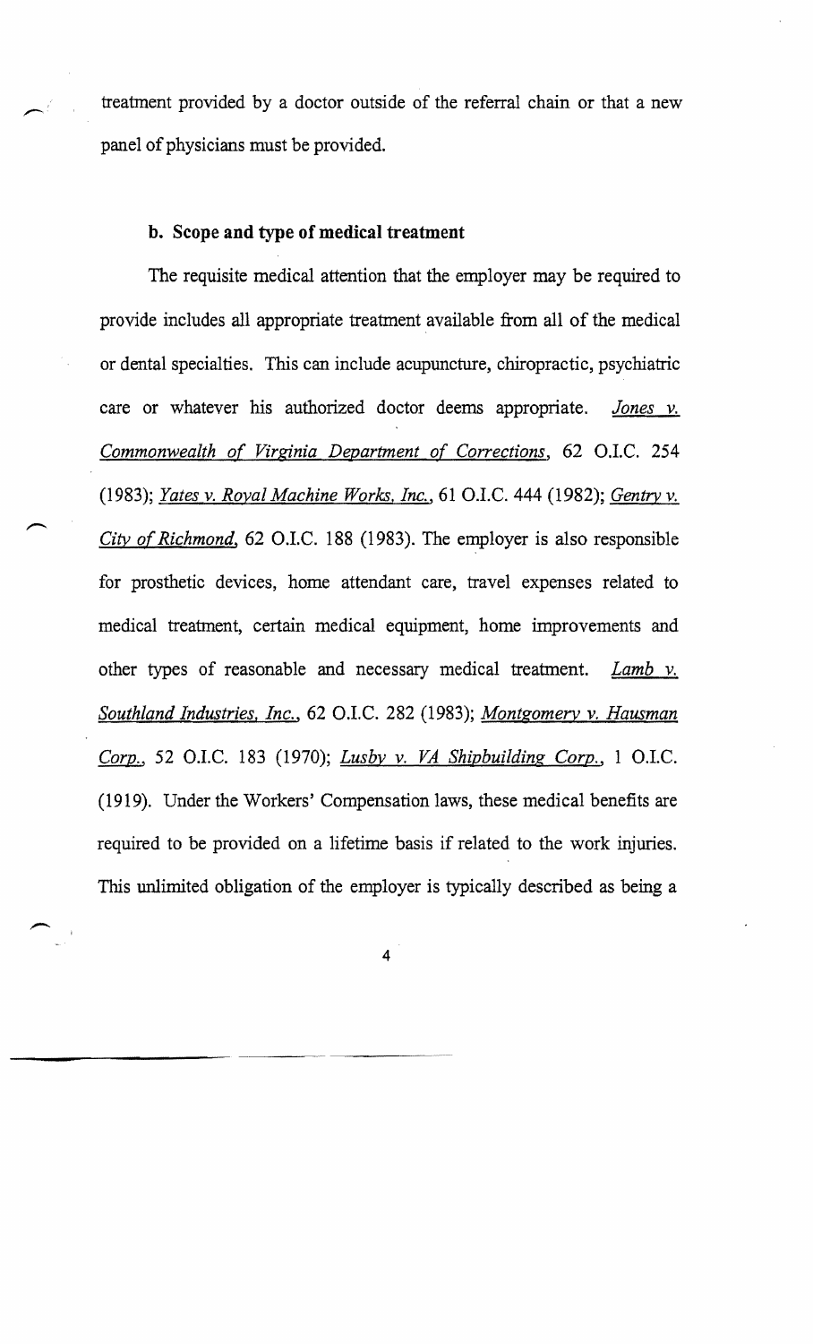treatment provided by a doctor outside of the referral chain or that a new panel of physicians must be provided.

**b. Scope and type of medical treatment**

The requisite medical attention that the employer may be required to provide includes all appropriate treatment available from all of the medical or dental specialties. This can include acupuncture, chiropractic, psychiatric care or whatever his authorized doctor deems appropriate. *Jones v. Commonwealth of Virginia Department of Corrections*, 62 O.I.C. 254 (1983); *Yates v. Royal Machine Works, Inc.*, 61 O.I.C. 444 (1982); *Gentry v. City of Richmond*, 62 O.I.C. 188 (1983). The employer is also responsible for prosthetic devices, home attendant care, travel expenses related to medical treatment, certain medical equipment, home improvements and other types of reasonable and necessary medical treatment. *Lamb v. Southland Industries, Inc.*, 62 O.I.C. 282 (1983); *Montgomery v. Hausman Corp.*, 52 O.I.C. 183 (1970); *Lusby v. VA Shipbuilding Corp.*, 1 O.I.C. (1919). Under the Workers' Compensation laws, these medical benefits are required to be provided on a lifetime basis if related to the work injuries. This unlimited obligation of the employer is typically described as being a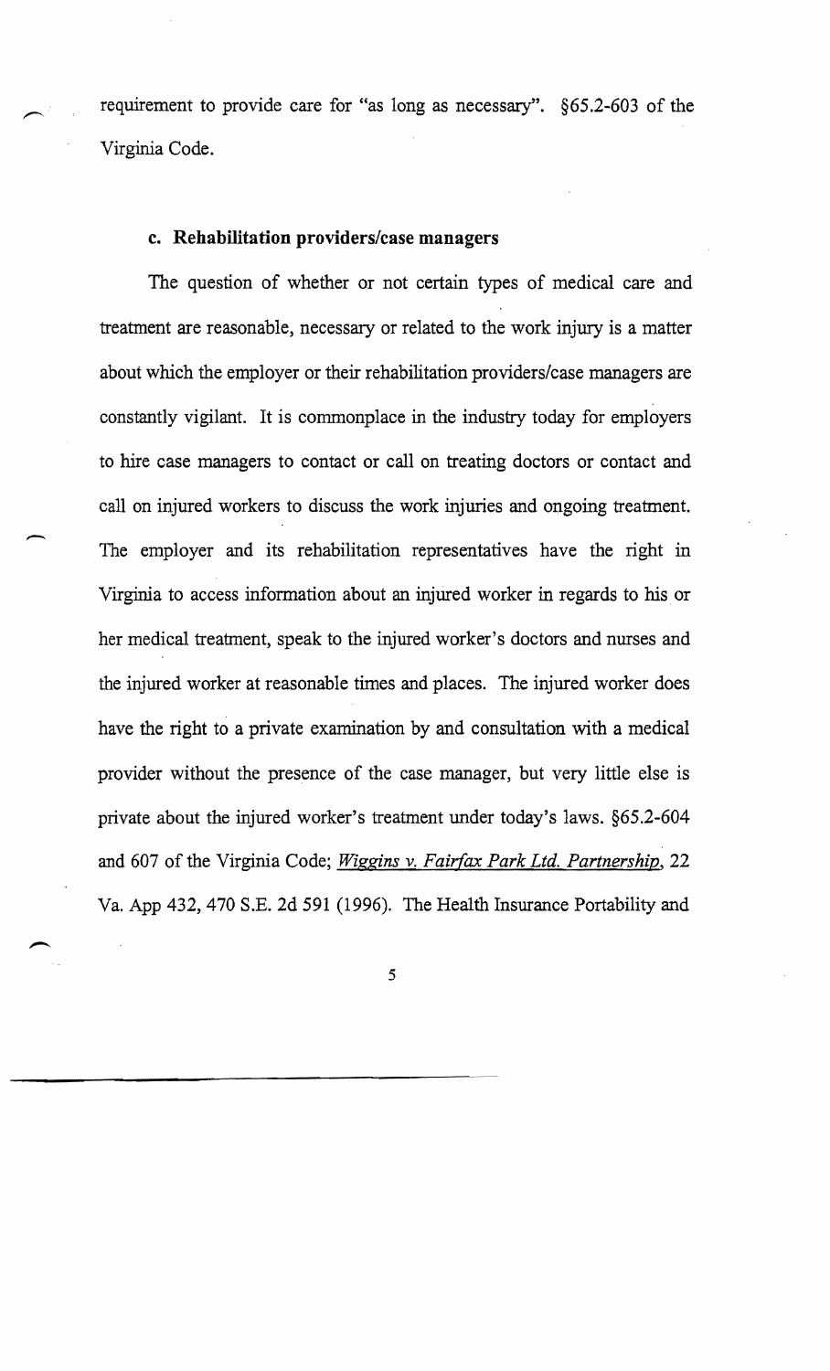requirement to provide care for "as long as necessary". §65.2-603 of the Virginia Code.

### c. Rehabilitation providers/case managers

The question of whether or not certain types of medical care and treatment are reasonable, necessary or related to the work injury is a matter about which the employer or their rehabilitation providers/case managers are constantly vigilant. It is commonplace in the industry today for employers to hire case managers to contact or call on treating doctors or contact and call on injured workers to discuss the work injuries and ongoing treatment. The employer and its rehabilitation representatives have the right in Virginia to access information about an injured worker in regards to his or her medical treatment, speak to the injured worker's doctors and nurses and the injured worker at reasonable times and places. The injured worker does have the right to a private examination by and consultation with a medical provider without the presence of the case manager, but very little else is private about the injured worker's treatment under today's laws. §65.2-604 and 607 of the Virginia Code; *Wiggins v. Fairfax Park Ltd. Partnership*, 22 Va. App 432, 470 S.E. 2d 591 (1996). The Health Insurance Portability and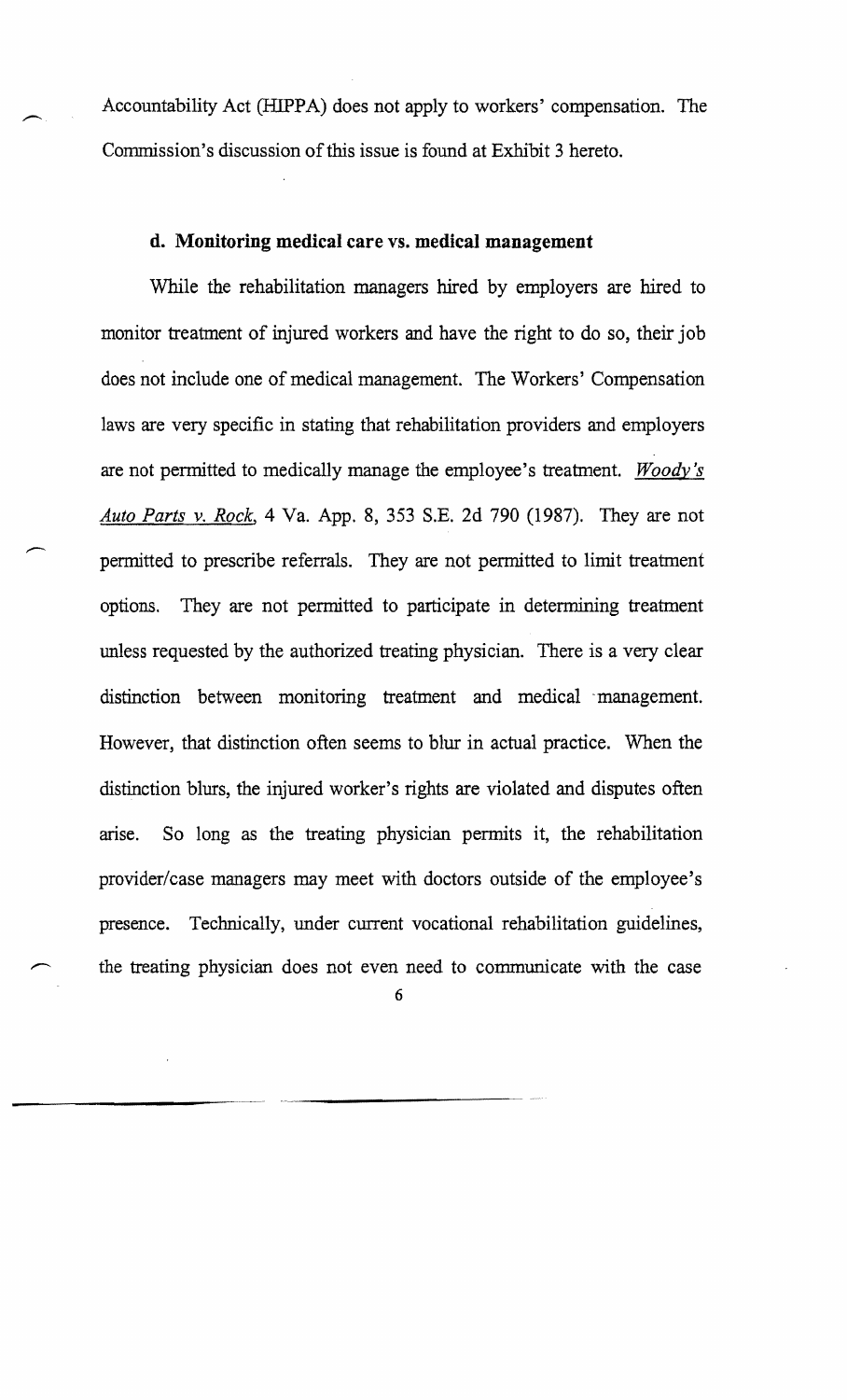Accountability Act (HIPPA) does not apply to workers' compensation. The Commission's discussion of this issue is found at Exhibit 3 hereto.

### d. Monitoring medical care vs. medical management

While the rehabilitation managers hired by employers are hired to monitor treatment of injured workers and have the right to do so, their job does not include one of medical management. The Workers' Compensation laws are very specific in stating that rehabilitation providers and employers are not permitted to medically manage the employee's treatment. *Woody's Auto Parts v. Rock*, 4 Va. App. 8, 353 S.E. 2d 790 (1987). They are not permitted to prescribe referrals. They are not permitted to limit treatment options. They are not permitted to participate in determining treatment unless requested by the authorized treating physician. There is a very clear distinction between monitoring treatment and medical management. However, that distinction often seems to blur in actual practice. When the distinction blurs, the injured worker's rights are violated and disputes often arise. So long as the treating physician permits it, the rehabilitation provider/case managers may meet with doctors outside of the employee's presence. Technically, under current vocational rehabilitation guidelines, the treating physician does not even need to communicate with the case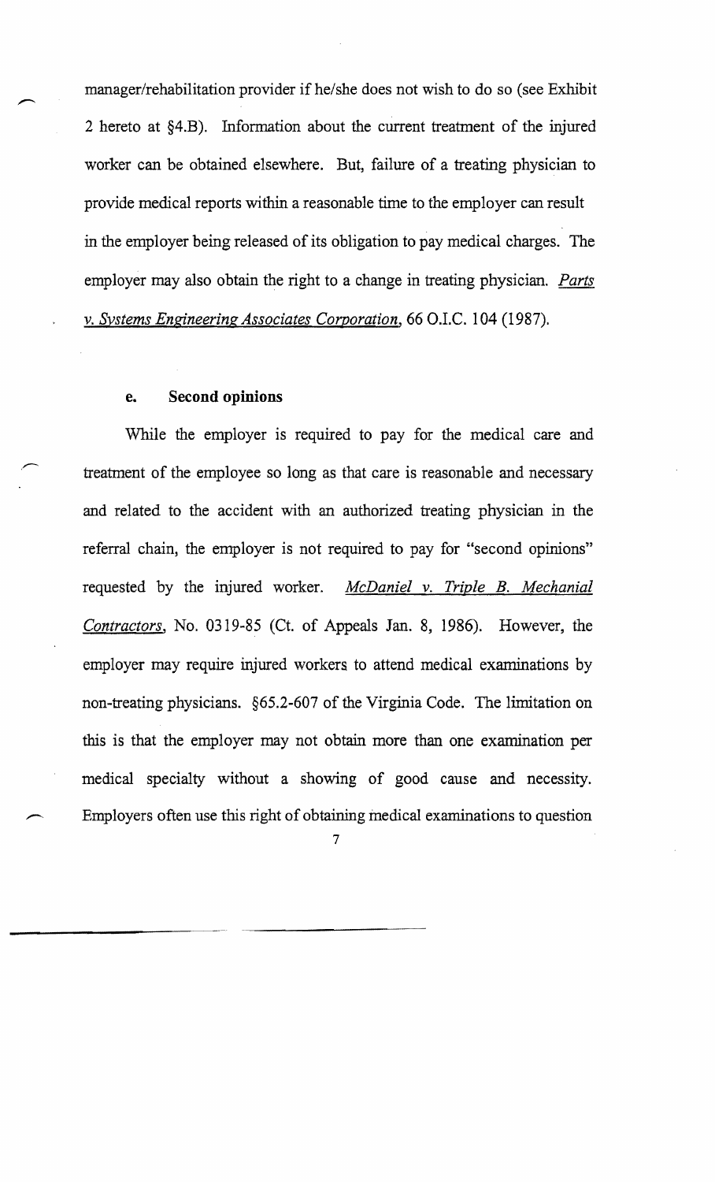manager/rehabilitation provider if he/she does not wish to do so (see Exhibit 2 hereto at §4.B). Information about the current treatment of the injured worker can be obtained elsewhere. But, failure of a treating physician to provide medical reports within a reasonable time to the employer can result in the employer being released of its obligation to pay medical charges. The employer may also obtain the right to a change in treating physician. *Parts v. Systems Engineering Associates Corporation*, 66 O.I.C. 104 (1987).

#### e. Second opinions

While the employer is required to pay for the medical care and treatment of the employee so long as that care is reasonable and necessary and related to the accident with an authorized treating physician in the referral chain, the employer is not required to pay for "second opinions" requested by the injured worker. *McDaniel v. Triple B. Mechanial Contractors*, No. 0319-85 (Ct. of Appeals Jan. 8, 1986). However, the employer may require injured workers to attend medical examinations by non-treating physicians. §65.2-607 of the Virginia Code. The limitation on this is that the employer may not obtain more than one examination per medical specialty without a showing of good cause and necessity. Employers often use this right of obtaining medical examinations to question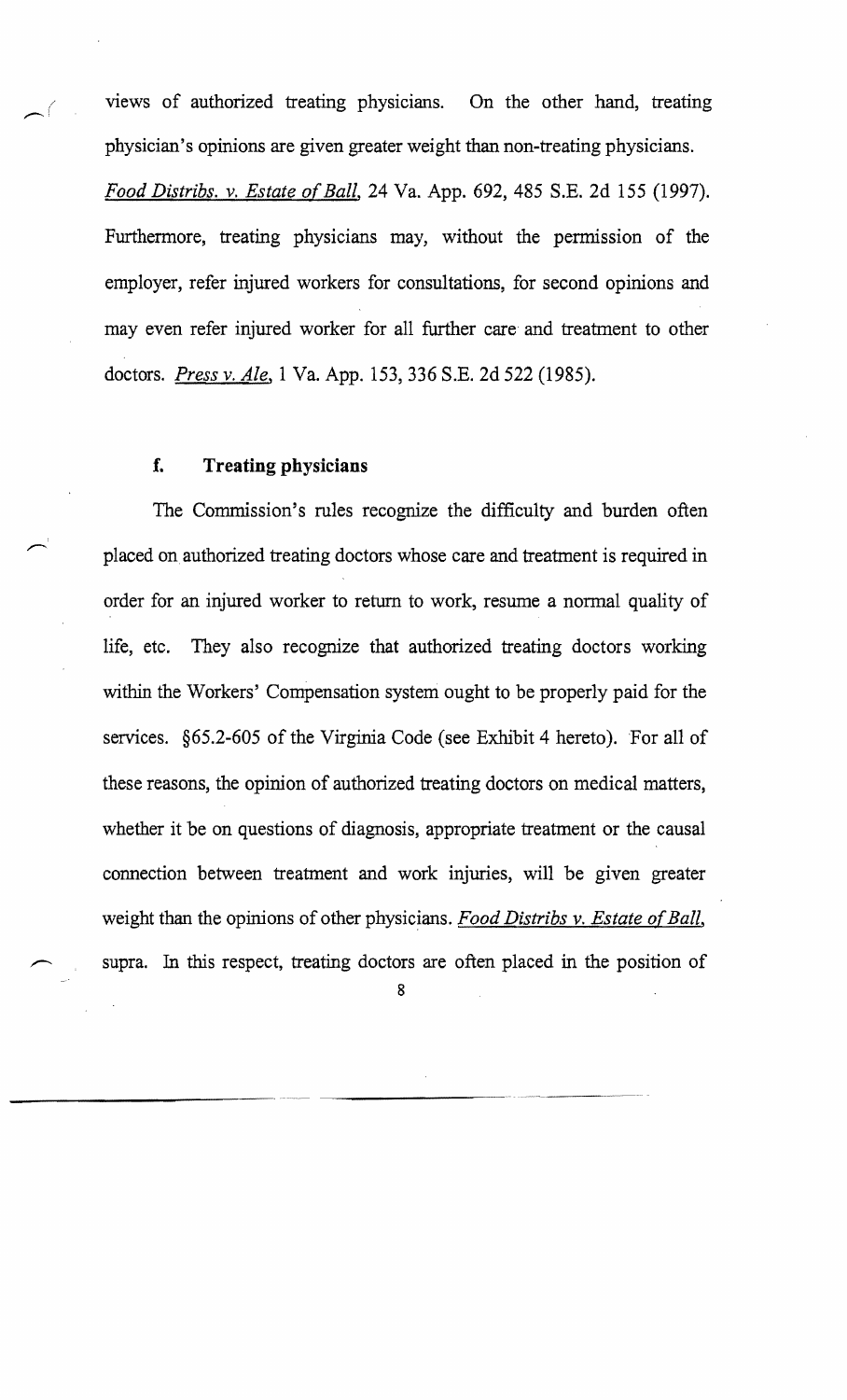views of authorized treating physicians. On the other hand, treating physician's opinions are given greater weight than non-treating physicians. *Food Distribs. v. Estate of Ball*, 24 Va. App. 692, 485 S.E. 2d 155 (1997). Furthermore, treating physicians may, without the permission of the employer, refer injured workers for consultations, for second opinions and may even refer injured worker for all further care and treatment to other doctors. *Press v. Ale*, 1 Va. App. 153, 336 S.E. 2d 522 (1985).

#### f. Treating physicians

The Commission's rules recognize the difficulty and burden often placed on authorized treating doctors whose care and treatment is required in order for an injured worker to return to work, resume a normal quality of life, etc. They also recognize that authorized treating doctors working within the Workers' Compensation system ought to be properly paid for the services. §65.2-605 of the Virginia Code (see Exhibit 4 hereto). For all of these reasons, the opinion of authorized treating doctors on medical matters, whether it be on questions of diagnosis, appropriate treatment or the causal connection between treatment and work injuries, will be given greater weight than the opinions of other physicians. *Food Distribs v. Estate of Ball*, supra. In this respect, treating doctors are often placed in the position of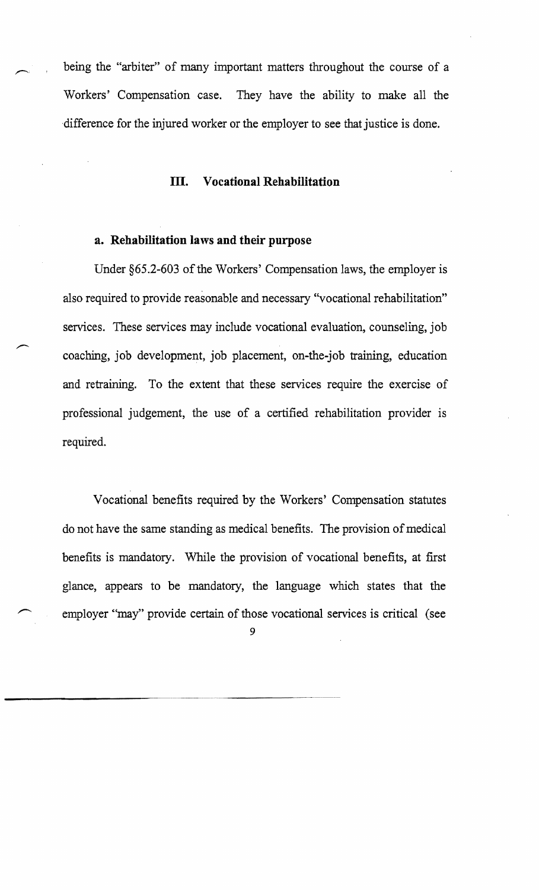being the "arbiter" of many important matters throughout the course of a Workers' Compensation case. They have the ability to make all the difference for the injured worker or the employer to see that justice is done.

## III. Vocational Rehabilitation

### a. Rehabilitation laws and their purpose

Under §65.2-603 of the Workers' Compensation laws, the employer is also required to provide reasonable and necessary "vocational rehabilitation" services. These services may include vocational evaluation, counseling, job coaching, job development, job placement, on-the-job training, education and retraining. To the extent that these services require the exercise of professional judgement, the use of a certified rehabilitation provider is required.

Vocational benefits required by the Workers' Compensation statutes do not have the same standing as medical benefits. The provision of medical benefits is mandatory. While the provision of vocational benefits, at first glance, appears to be mandatory, the language which states that the employer "may" provide certain of those vocational services is critical (see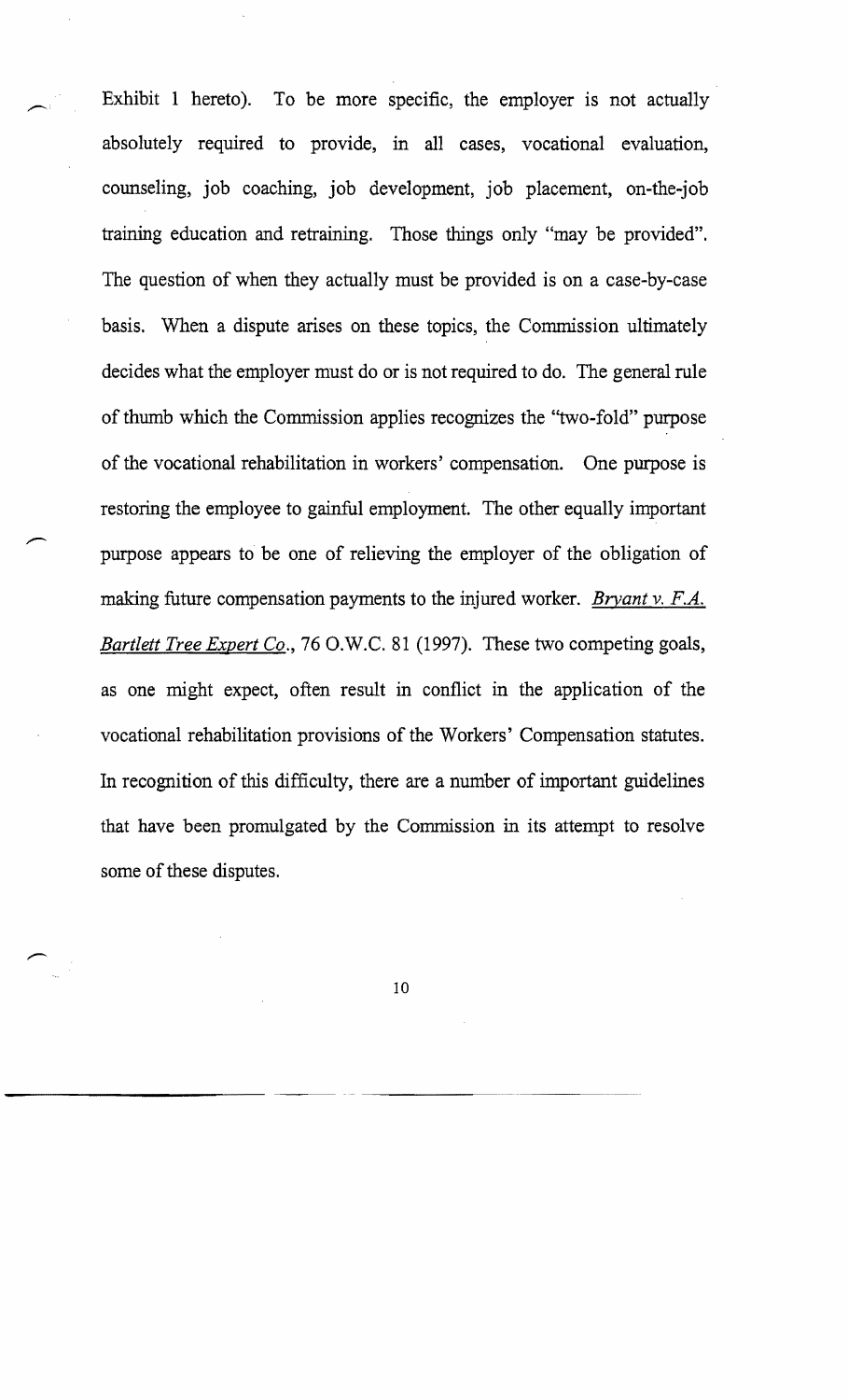Exhibit 1 hereto). To be more specific, the employer is not actually absolutely required to provide, in all cases, vocational evaluation, counseling, job coaching, job development, job placement, on-the-job training education and retraining. Those things only "may be provided". The question of when they actually must be provided is on a case-by-case basis. When a dispute arises on these topics, the Commission ultimately decides what the employer must do or is not required to do. The general rule of thumb which the Commission applies recognizes the "two-fold" purpose of the vocational rehabilitation in workers' compensation. One purpose is restoring the employee to gainful employment. The other equally important purpose appears to be one of relieving the employer of the obligation of making future compensation payments to the injured worker. _Bryant v. F.A. Bartlett Tree Expert Co._, 76 O.W.C. 81 (1997). These two competing goals, as one might expect, often result in conflict in the application of the vocational rehabilitation provisions of the Workers' Compensation statutes. In recognition of this difficulty, there are a number of important guidelines that have been promulgated by the Commission in its attempt to resolve some of these disputes.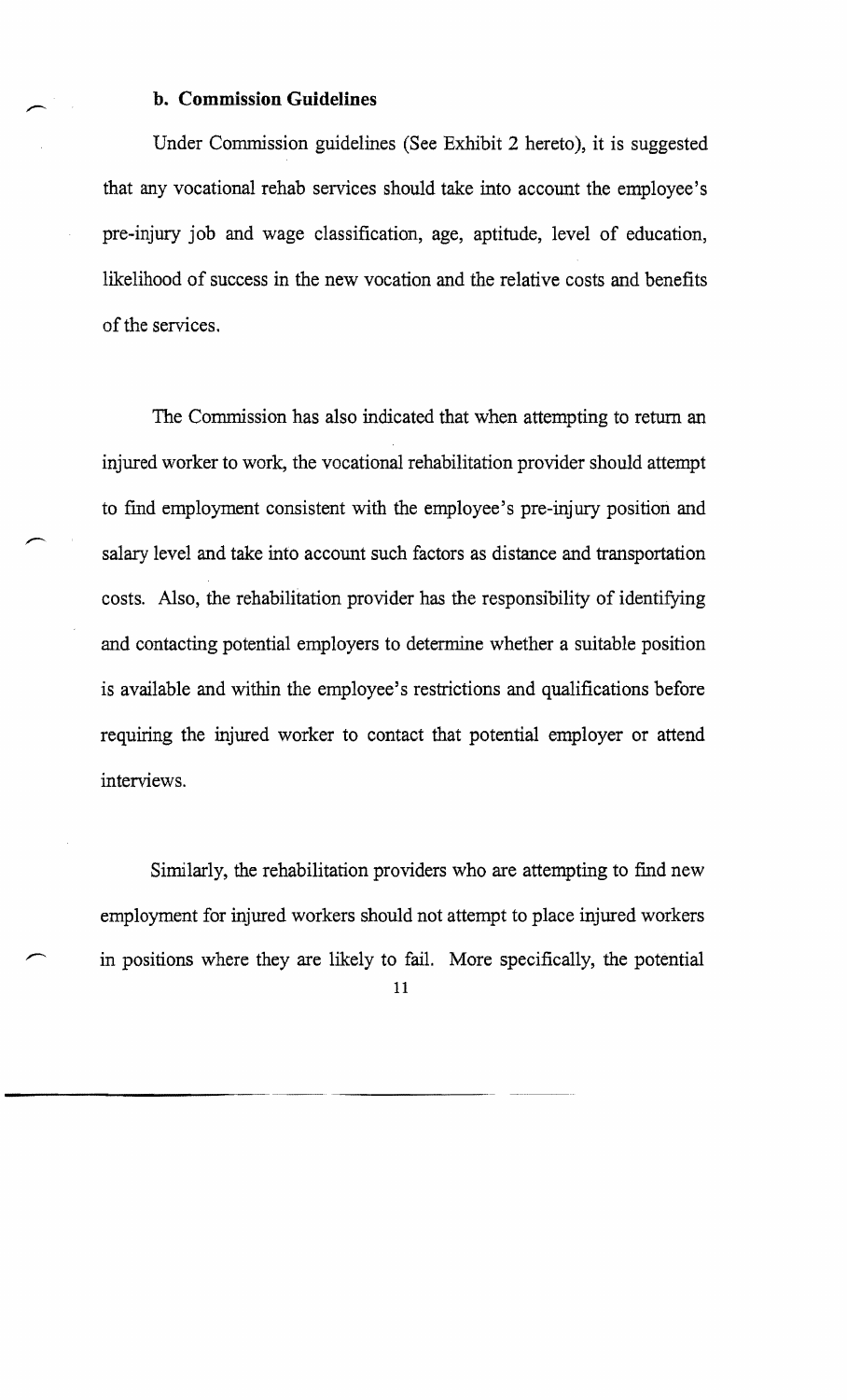### b. Commission Guidelines

Under Commission guidelines (See Exhibit 2 hereto), it is suggested that any vocational rehab services should take into account the employee's pre-injury job and wage classification, age, aptitude, level of education, likelihood of success in the new vocation and the relative costs and benefits of the services.

The Commission has also indicated that when attempting to return an injured worker to work, the vocational rehabilitation provider should attempt to find employment consistent with the employee's pre-injury position and salary level and take into account such factors as distance and transportation costs. Also, the rehabilitation provider has the responsibility of identifying and contacting potential employers to determine whether a suitable position is available and within the employee's restrictions and qualifications before requiring the injured worker to contact that potential employer or attend interviews.

Similarly, the rehabilitation providers who are attempting to find new employment for injured workers should not attempt to place injured workers in positions where they are likely to fail. More specifically, the potential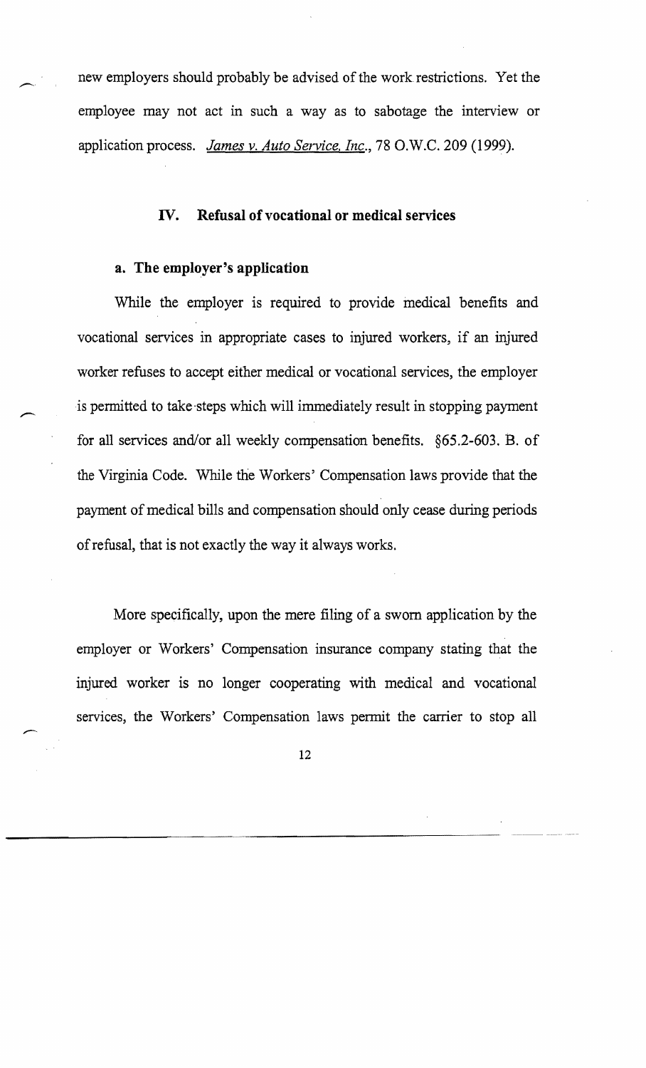new employers should probably be advised of the work restrictions. Yet the employee may not act in such a way as to sabotage the interview or application process. *James v. Auto Service, Inc.*, 78 O.W.C. 209 (1999).

## IV. Refusal of vocational or medical services

### a. The employer's application

While the employer is required to provide medical benefits and vocational services in appropriate cases to injured workers, if an injured worker refuses to accept either medical or vocational services, the employer is permitted to take steps which will immediately result in stopping payment for all services and/or all weekly compensation benefits. §65.2-603. B. of the Virginia Code. While the Workers' Compensation laws provide that the payment of medical bills and compensation should only cease during periods of refusal, that is not exactly the way it always works.

More specifically, upon the mere filing of a sworn application by the employer or Workers' Compensation insurance company stating that the injured worker is no longer cooperating with medical and vocational services, the Workers' Compensation laws permit the carrier to stop all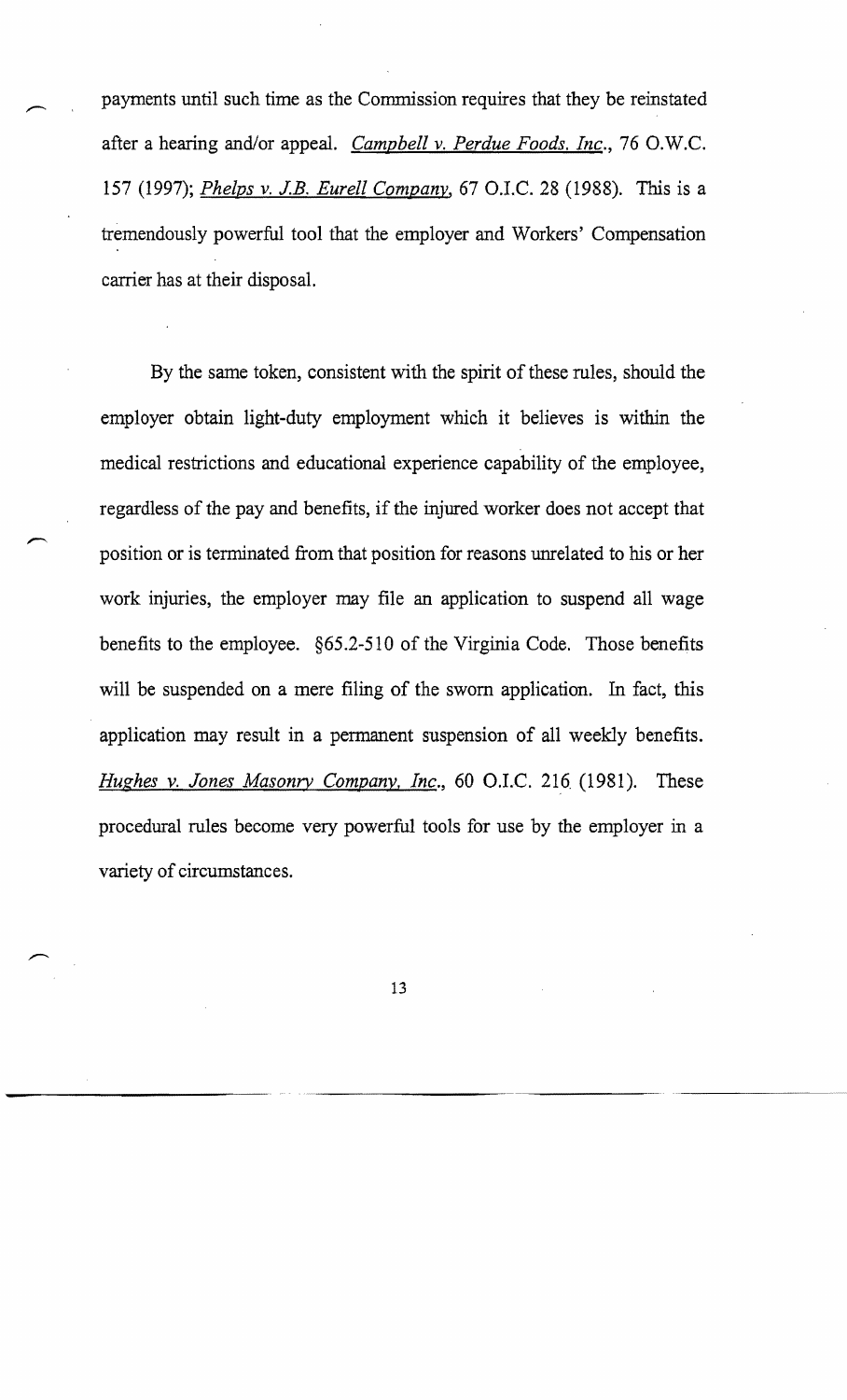payments until such time as the Commission requires that they be reinstated after a hearing and/or appeal. *Campbell v. Perdue Foods, Inc.*, 76 O.W.C. 157 (1997); *Phelps v. J.B. Eurell Company*, 67 O.I.C. 28 (1988). This is a tremendously powerful tool that the employer and Workers' Compensation carrier has at their disposal.

By the same token, consistent with the spirit of these rules, should the employer obtain light-duty employment which it believes is within the medical restrictions and educational experience capability of the employee, regardless of the pay and benefits, if the injured worker does not accept that position or is terminated from that position for reasons unrelated to his or her work injuries, the employer may file an application to suspend all wage benefits to the employee. §65.2-510 of the Virginia Code. Those benefits will be suspended on a mere filing of the sworn application. In fact, this application may result in a permanent suspension of all weekly benefits. *Hughes v. Jones Masonry Company, Inc.*, 60 O.I.C. 216 (1981). These procedural rules become very powerful tools for use by the employer in a variety of circumstances.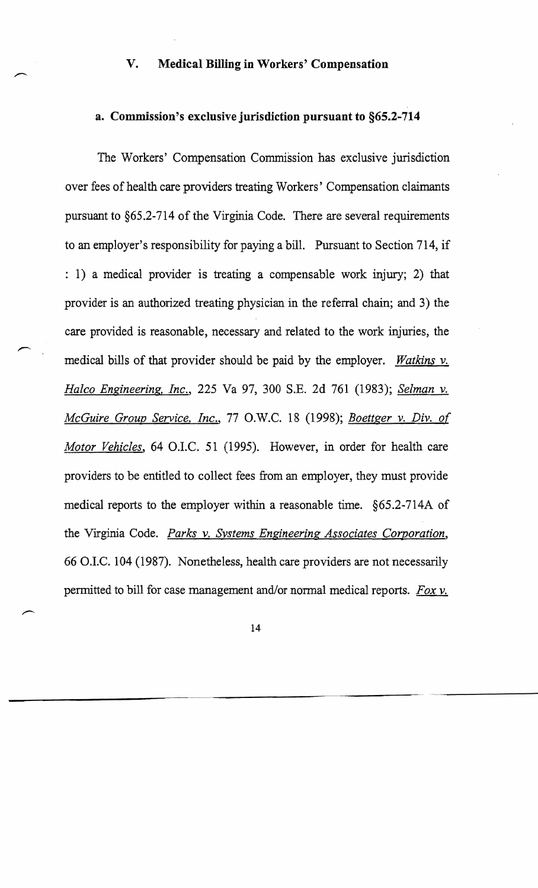## V. Medical Billing in Workers' Compensation

### a. Commission's exclusive jurisdiction pursuant to §65.2-714

The Workers' Compensation Commission has exclusive jurisdiction over fees of health care providers treating Workers' Compensation claimants pursuant to §65.2-714 of the Virginia Code. There are several requirements to an employer's responsibility for paying a bill. Pursuant to Section 714, if : 1) a medical provider is treating a compensable work injury; 2) that provider is an authorized treating physician in the referral chain; and 3) the care provided is reasonable, necessary and related to the work injuries, the medical bills of that provider should be paid by the employer. _Watkins v. Halco Engineering, Inc._, 225 Va 97, 300 S.E. 2d 761 (1983); _Selman v. McGuire Group Service, Inc._, 77 O.W.C. 18 (1998); _Boettger v. Div. of Motor Vehicles_, 64 O.I.C. 51 (1995). However, in order for health care providers to be entitled to collect fees from an employer, they must provide medical reports to the employer within a reasonable time. §65.2-714A of the Virginia Code. _Parks v. Systems Engineering Associates Corporation_, 66 O.I.C. 104 (1987). Nonetheless, health care providers are not necessarily permitted to bill for case management and/or normal medical reports. _Fox v._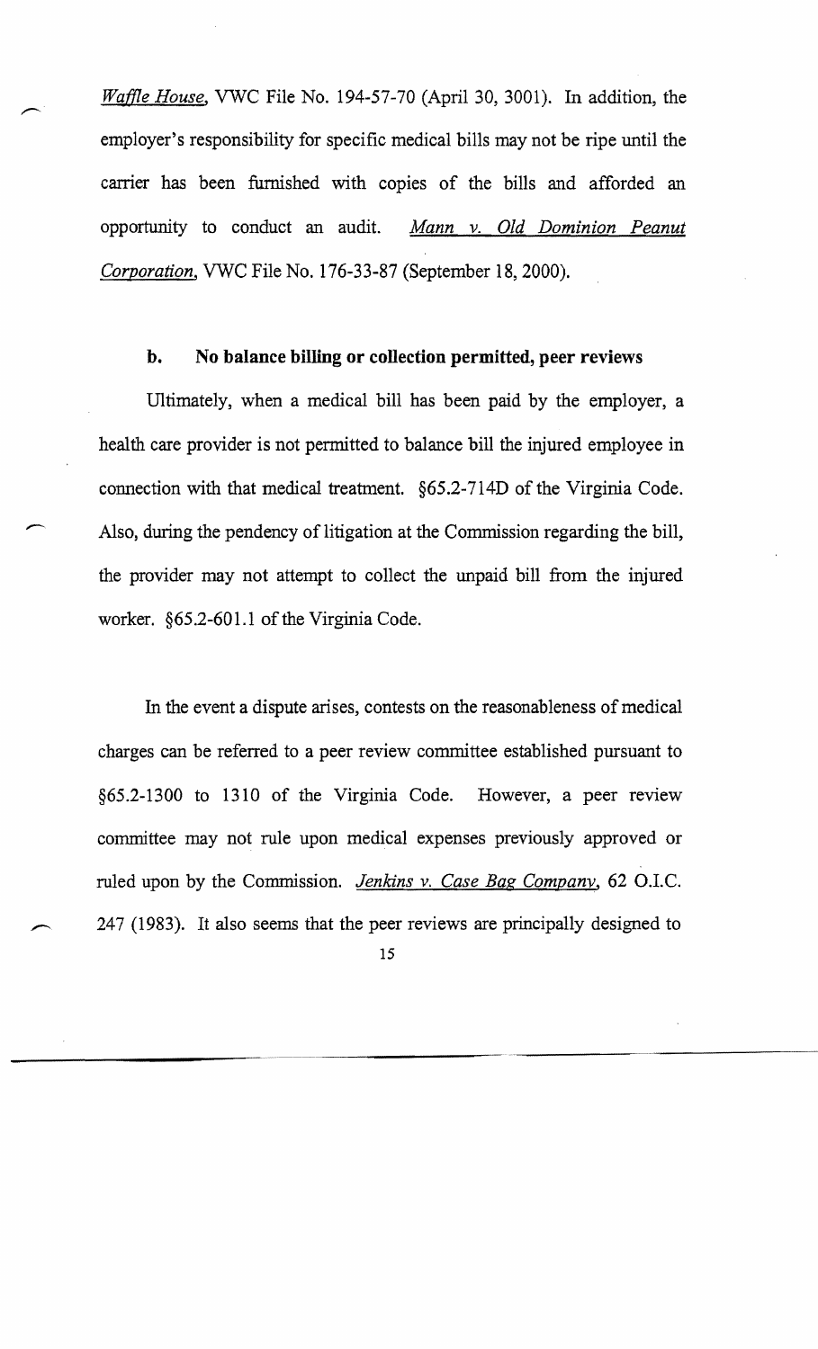*Waffle House*, VWC File No. 194-57-70 (April 30, 3001). In addition, the employer's responsibility for specific medical bills may not be ripe until the carrier has been furnished with copies of the bills and afforded an opportunity to conduct an audit. *Mann v. Old Dominion Peanut Corporation*, VWC File No. 176-33-87 (September 18, 2000).

**b. No balance billing or collection permitted, peer reviews**

Ultimately, when a medical bill has been paid by the employer, a health care provider is not permitted to balance bill the injured employee in connection with that medical treatment. §65.2-714D of the Virginia Code. Also, during the pendency of litigation at the Commission regarding the bill, the provider may not attempt to collect the unpaid bill from the injured worker. §65.2-601.1 of the Virginia Code.

In the event a dispute arises, contests on the reasonableness of medical charges can be referred to a peer review committee established pursuant to §65.2-1300 to 1310 of the Virginia Code. However, a peer review committee may not rule upon medical expenses previously approved or ruled upon by the Commission. *Jenkins v. Case Bag Company*, 62 O.I.C. 247 (1983). It also seems that the peer reviews are principally designed to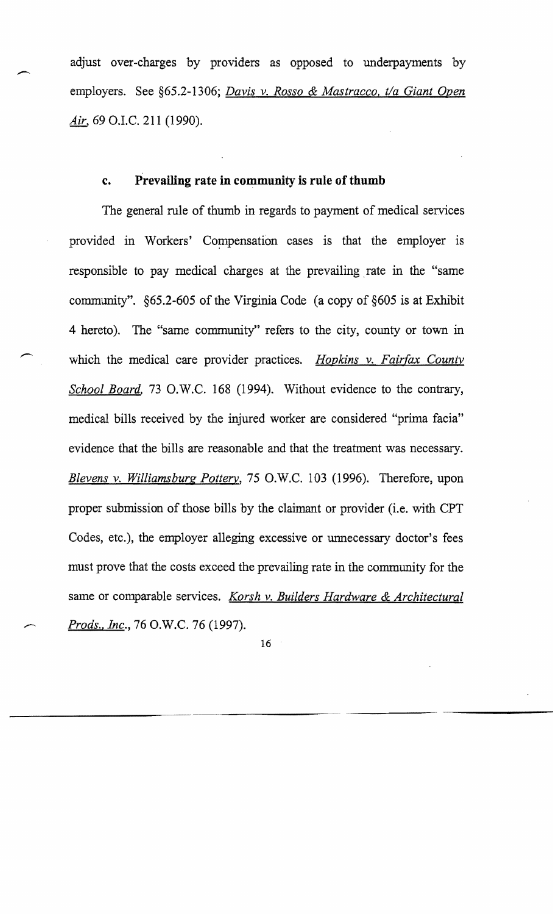adjust over-charges by providers as opposed to underpayments by employers. See §65.2-1306; *Davis v. Rosso & Mastracco, t/a Giant Open Air*, 69 O.I.C. 211 (1990).

### c. Prevailing rate in community is rule of thumb

The general rule of thumb in regards to payment of medical services provided in Workers' Compensation cases is that the employer is responsible to pay medical charges at the prevailing rate in the "same community". §65.2-605 of the Virginia Code (a copy of §605 is at Exhibit 4 hereto). The "same community" refers to the city, county or town in which the medical care provider practices. *Hopkins v. Fairfax County School Board*, 73 O.W.C. 168 (1994). Without evidence to the contrary, medical bills received by the injured worker are considered "prima facia" evidence that the bills are reasonable and that the treatment was necessary. *Blevens v. Williamsburg Pottery*, 75 O.W.C. 103 (1996). Therefore, upon proper submission of those bills by the claimant or provider (i.e. with CPT Codes, etc.), the employer alleging excessive or unnecessary doctor's fees must prove that the costs exceed the prevailing rate in the community for the same or comparable services. *Korsh v. Builders Hardware & Architectural Prods., Inc.*, 76 O.W.C. 76 (1997).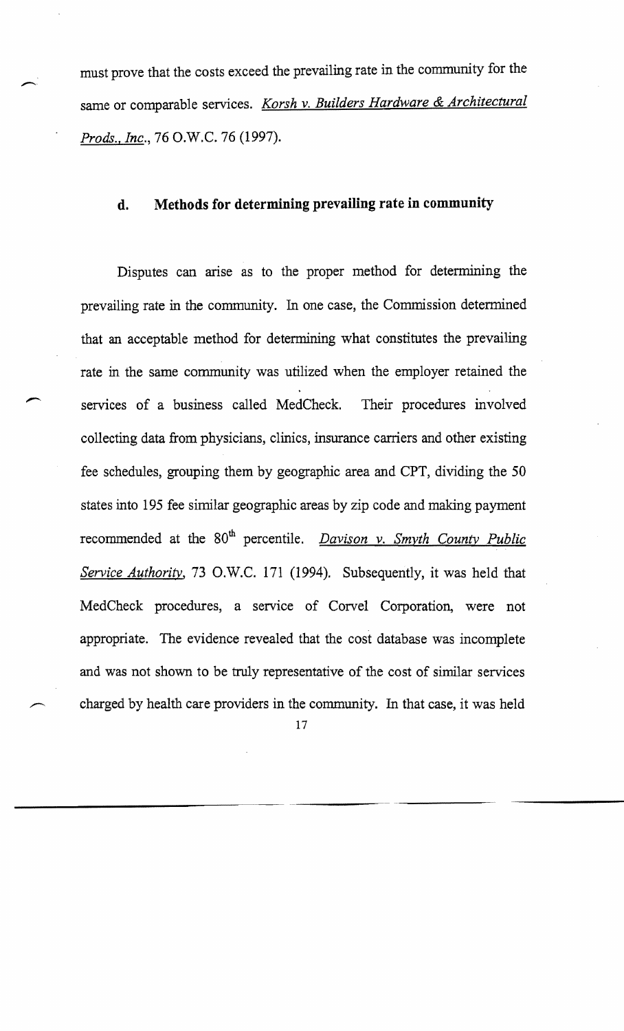must prove that the costs exceed the prevailing rate in the community for the same or comparable services. *Korsh v. Builders Hardware & Architectural Prods., Inc.*, 76 O.W.C. 76 (1997).

### d. Methods for determining prevailing rate in community

Disputes can arise as to the proper method for determining the prevailing rate in the community. In one case, the Commission determined that an acceptable method for determining what constitutes the prevailing rate in the same community was utilized when the employer retained the services of a business called MedCheck. Their procedures involved collecting data from physicians, clinics, insurance carriers and other existing fee schedules, grouping them by geographic area and CPT, dividing the 50 states into 195 fee similar geographic areas by zip code and making payment recommended at the 80th percentile. *Davison v. Smyth County Public Service Authority*, 73 O.W.C. 171 (1994). Subsequently, it was held that MedCheck procedures, a service of Corvel Corporation, were not appropriate. The evidence revealed that the cost database was incomplete and was not shown to be truly representative of the cost of similar services charged by health care providers in the community. In that case, it was held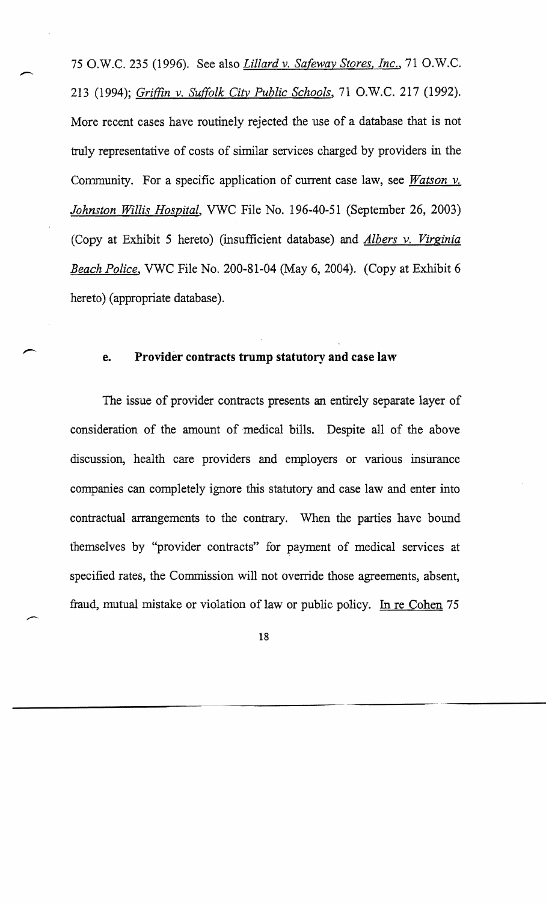75 O.W.C. 235 (1996). See also *Lillard v. Safeway Stores, Inc.*, 71 O.W.C. 213 (1994); *Griffin v. Suffolk City Public Schools*, 71 O.W.C. 217 (1992). More recent cases have routinely rejected the use of a database that is not truly representative of costs of similar services charged by providers in the Community. For a specific application of current case law, see *Watson v. Johnston Willis Hospital*, VWC File No. 196-40-51 (September 26, 2003) (Copy at Exhibit 5 hereto) (insufficient database) and *Albers v. Virginia Beach Police*, VWC File No. 200-81-04 (May 6, 2004). (Copy at Exhibit 6 hereto) (appropriate database).

#### e. Provider contracts trump statutory and case law

The issue of provider contracts presents an entirely separate layer of consideration of the amount of medical bills. Despite all of the above discussion, health care providers and employers or various insurance companies can completely ignore this statutory and case law and enter into contractual arrangements to the contrary. When the parties have bound themselves by "provider contracts" for payment of medical services at specified rates, the Commission will not override those agreements, absent, fraud, mutual mistake or violation of law or public policy. In re Cohen 75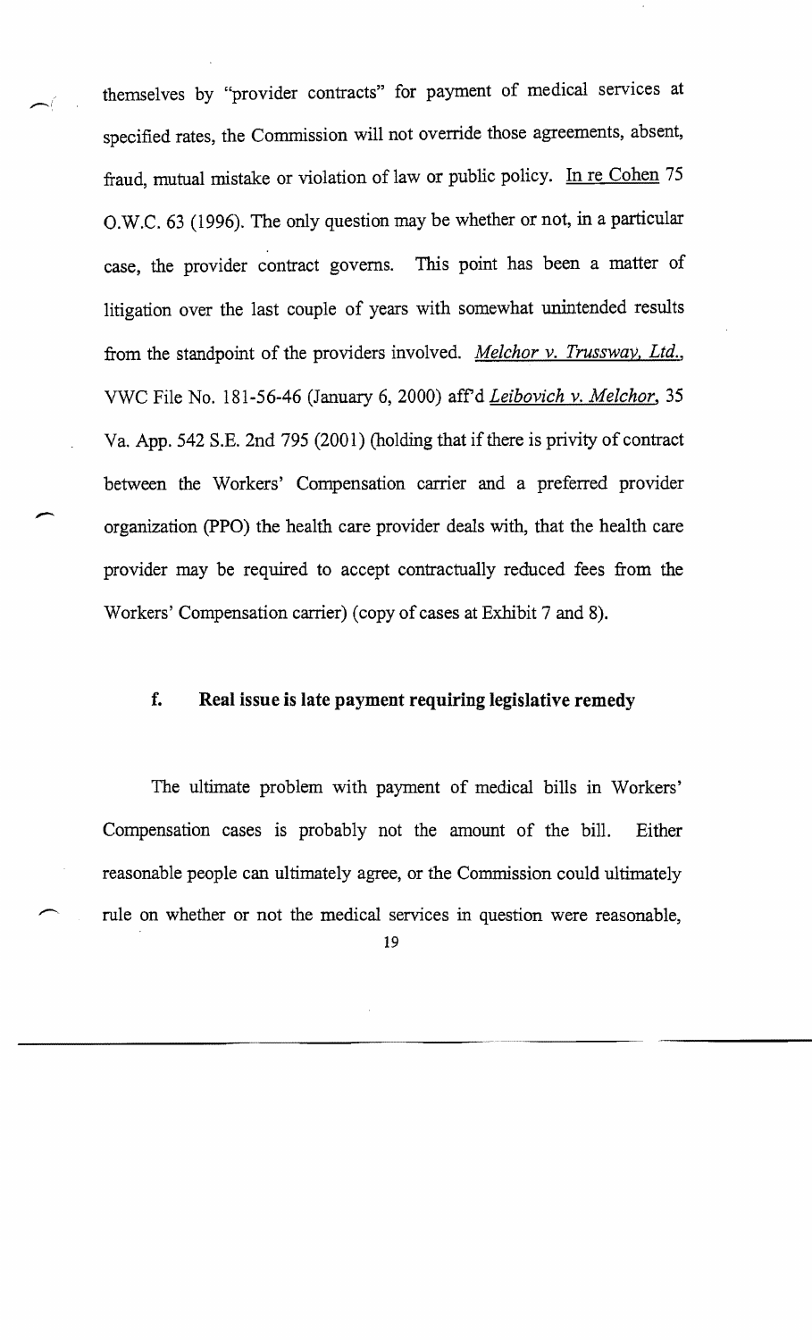themselves by "provider contracts" for payment of medical services at specified rates, the Commission will not override those agreements, absent, fraud, mutual mistake or violation of law or public policy. In re Cohen 75 O.W.C. 63 (1996). The only question may be whether or not, in a particular case, the provider contract governs. This point has been a matter of litigation over the last couple of years with somewhat unintended results from the standpoint of the providers involved. *Melchor v. Trussway, Ltd.*, VWC File No. 181-56-46 (January 6, 2000) aff'd *Leibovich v. Melchor*, 35 Va. App. 542 S.E. 2nd 795 (2001) (holding that if there is privity of contract between the Workers' Compensation carrier and a preferred provider organization (PPO) the health care provider deals with, that the health care provider may be required to accept contractually reduced fees from the Workers' Compensation carrier) (copy of cases at Exhibit 7 and 8).

### f. Real issue is late payment requiring legislative remedy

The ultimate problem with payment of medical bills in Workers' Compensation cases is probably not the amount of the bill. Either reasonable people can ultimately agree, or the Commission could ultimately rule on whether or not the medical services in question were reasonable,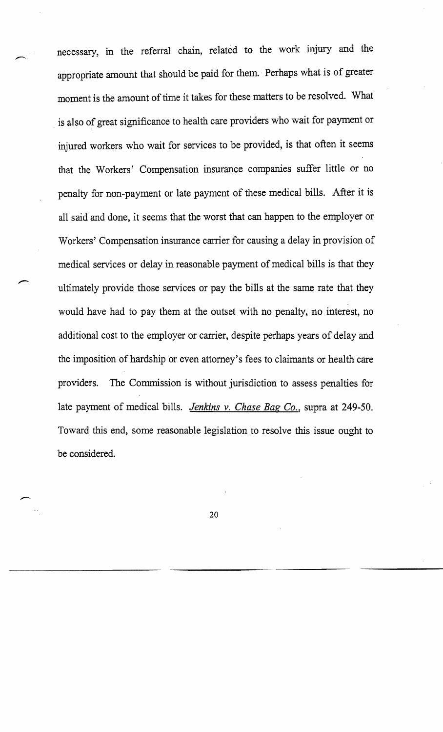necessary, in the referral chain, related to the work injury and the appropriate amount that should be paid for them. Perhaps what is of greater moment is the amount of time it takes for these matters to be resolved. What is also of great significance to health care providers who wait for payment or injured workers who wait for services to be provided, is that often it seems that the Workers' Compensation insurance companies suffer little or no penalty for non-payment or late payment of these medical bills. After it is all said and done, it seems that the worst that can happen to the employer or Workers' Compensation insurance carrier for causing a delay in provision of medical services or delay in reasonable payment of medical bills is that they ultimately provide those services or pay the bills at the same rate that they would have had to pay them at the outset with no penalty, no interest, no additional cost to the employer or carrier, despite perhaps years of delay and the imposition of hardship or even attorney's fees to claimants or health care providers. The Commission is without jurisdiction to assess penalties for late payment of medical bills. *Jenkins v. Chase Bag Co.*, supra at 249-50. Toward this end, some reasonable legislation to resolve this issue ought to be considered.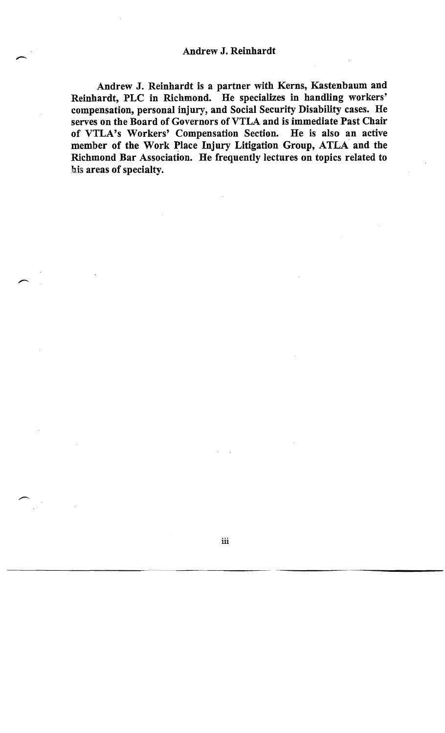## Andrew J. Reinhardt

**Andrew J. Reinhardt is a partner with Kerns, Kastenbaum and Reinhardt, PLC in Richmond. He specializes in handling workers' compensation, personal injury, and Social Security Disability cases. He serves on the Board of Governors of VTLA and is immediate Past Chair of VTLA's Workers' Compensation Section. He is also an active member of the Work Place Injury Litigation Group, ATLA and the Richmond Bar Association. He frequently lectures on topics related to his areas of specialty.**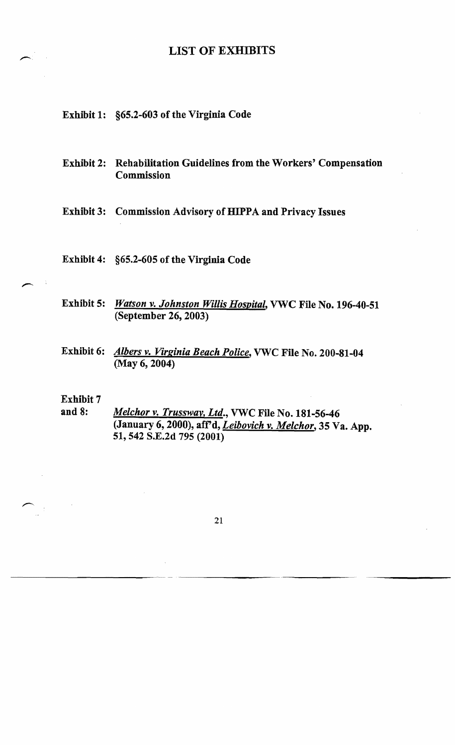# LIST OF EXHIBITS

**Exhibit 1: §65.2-603 of the Virginia Code**

**Exhibit 2: Rehabilitation Guidelines from the Workers' Compensation Commission**

**Exhibit 3: Commission Advisory of HIPPA and Privacy Issues**

**Exhibit 4: §65.2-605 of the Virginia Code**

**Exhibit 5: *Watson v. Johnston Willis Hospital*, VWC File No. 196-40-51 (September 26, 2003)**

**Exhibit 6: *Albers v. Virginia Beach Police*, VWC File No. 200-81-04 (May 6, 2004)**

**Exhibit 7 and 8: *Melchor v. Trussway, Ltd.*, VWC File No. 181-56-46 (January 6, 2000), aff'd, *Leibovich v. Melchor*, 35 Va. App. 51, 542 S.E.2d 795 (2001)**